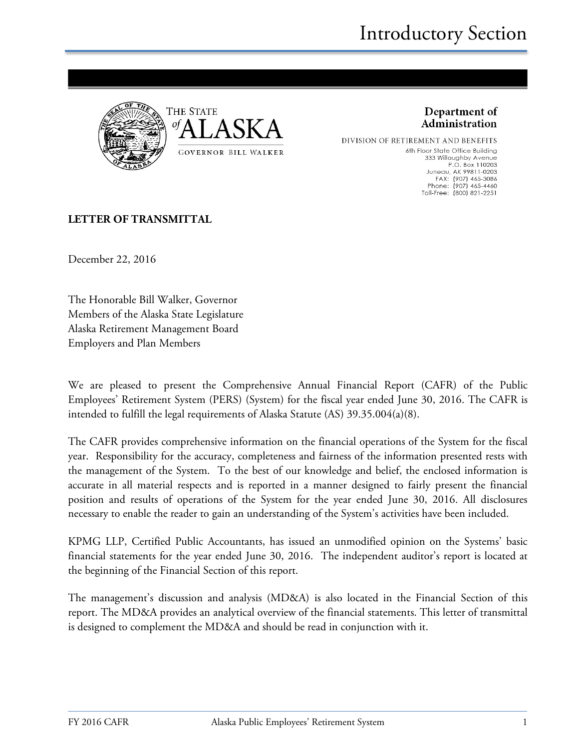THE STATE of ALASKA

GOVERNOR BILL WALKER

**Department of Administration**

DIVISION OF RETIREMENT AND BENEFITS

6th Floor State Office Building
333 Willoughby Avenue
P.O. Box 110203
Juneau, AK 99811-0203
FAX: (907) 465-3086
Phone: (907) 465-4460
Toll-Free: (800) 821-2251

**LETTER OF TRANSMITTAL**

December 22, 2016

The Honorable Bill Walker, Governor
Members of the Alaska State Legislature
Alaska Retirement Management Board
Employers and Plan Members

We are pleased to present the Comprehensive Annual Financial Report (CAFR) of the Public Employees' Retirement System (PERS) (System) for the fiscal year ended June 30, 2016. The CAFR is intended to fulfill the legal requirements of Alaska Statute (AS) 39.35.004(a)(8).

The CAFR provides comprehensive information on the financial operations of the System for the fiscal year. Responsibility for the accuracy, completeness and fairness of the information presented rests with the management of the System. To the best of our knowledge and belief, the enclosed information is accurate in all material respects and is reported in a manner designed to fairly present the financial position and results of operations of the System for the year ended June 30, 2016. All disclosures necessary to enable the reader to gain an understanding of the System's activities have been included.

KPMG LLP, Certified Public Accountants, has issued an unmodified opinion on the Systems' basic financial statements for the year ended June 30, 2016. The independent auditor's report is located at the beginning of the Financial Section of this report.

The management's discussion and analysis (MD&A) is also located in the Financial Section of this report. The MD&A provides an analytical overview of the financial statements. This letter of transmittal is designed to complement the MD&A and should be read in conjunction with it.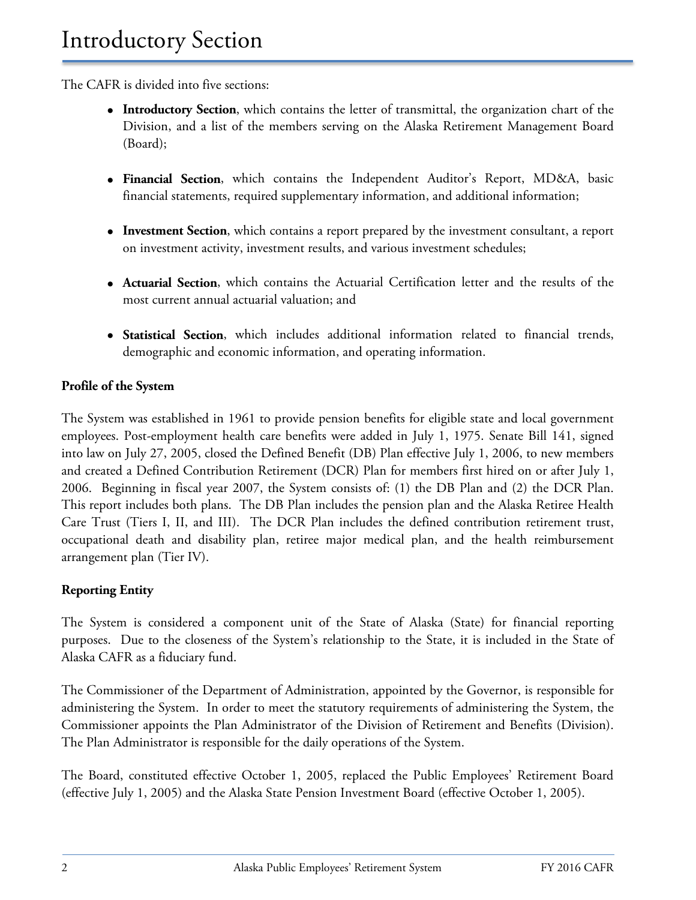# Introductory Section

The CAFR is divided into five sections:

- **Introductory Section**, which contains the letter of transmittal, the organization chart of the Division, and a list of the members serving on the Alaska Retirement Management Board (Board);

- **Financial Section**, which contains the Independent Auditor's Report, MD&A, basic financial statements, required supplementary information, and additional information;

- **Investment Section**, which contains a report prepared by the investment consultant, a report on investment activity, investment results, and various investment schedules;

- **Actuarial Section**, which contains the Actuarial Certification letter and the results of the most current annual actuarial valuation; and

- **Statistical Section**, which includes additional information related to financial trends, demographic and economic information, and operating information.

**Profile of the System**

The System was established in 1961 to provide pension benefits for eligible state and local government employees. Post-employment health care benefits were added in July 1, 1975. Senate Bill 141, signed into law on July 27, 2005, closed the Defined Benefit (DB) Plan effective July 1, 2006, to new members and created a Defined Contribution Retirement (DCR) Plan for members first hired on or after July 1, 2006. Beginning in fiscal year 2007, the System consists of: (1) the DB Plan and (2) the DCR Plan. This report includes both plans. The DB Plan includes the pension plan and the Alaska Retiree Health Care Trust (Tiers I, II, and III). The DCR Plan includes the defined contribution retirement trust, occupational death and disability plan, retiree major medical plan, and the health reimbursement arrangement plan (Tier IV).

**Reporting Entity**

The System is considered a component unit of the State of Alaska (State) for financial reporting purposes. Due to the closeness of the System's relationship to the State, it is included in the State of Alaska CAFR as a fiduciary fund.

The Commissioner of the Department of Administration, appointed by the Governor, is responsible for administering the System. In order to meet the statutory requirements of administering the System, the Commissioner appoints the Plan Administrator of the Division of Retirement and Benefits (Division). The Plan Administrator is responsible for the daily operations of the System.

The Board, constituted effective October 1, 2005, replaced the Public Employees' Retirement Board (effective July 1, 2005) and the Alaska State Pension Investment Board (effective October 1, 2005).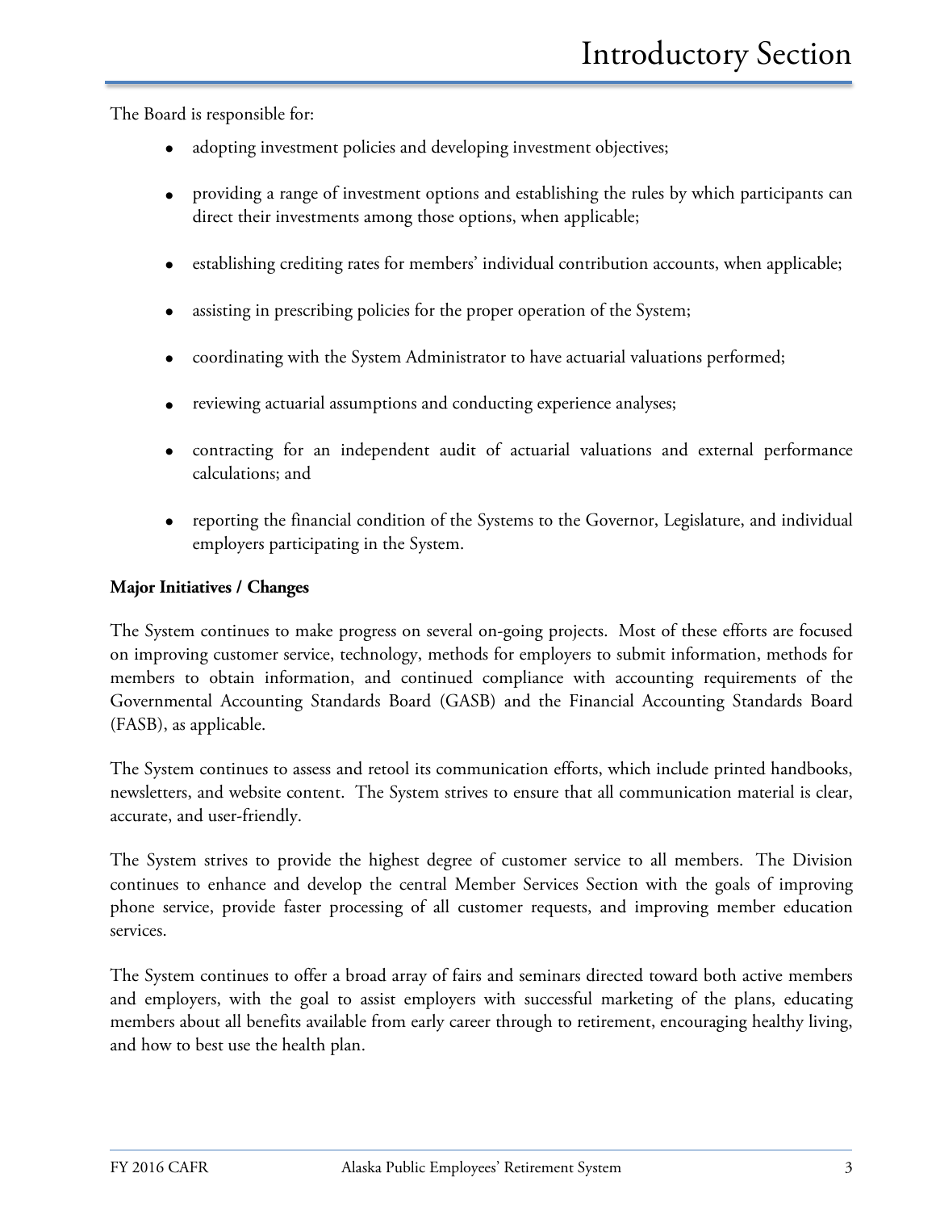The Board is responsible for:

- adopting investment policies and developing investment objectives;
- providing a range of investment options and establishing the rules by which participants can direct their investments among those options, when applicable;
- establishing crediting rates for members' individual contribution accounts, when applicable;
- assisting in prescribing policies for the proper operation of the System;
- coordinating with the System Administrator to have actuarial valuations performed;
- reviewing actuarial assumptions and conducting experience analyses;
- contracting for an independent audit of actuarial valuations and external performance calculations; and
- reporting the financial condition of the Systems to the Governor, Legislature, and individual employers participating in the System.

**Major Initiatives / Changes**

The System continues to make progress on several on-going projects. Most of these efforts are focused on improving customer service, technology, methods for employers to submit information, methods for members to obtain information, and continued compliance with accounting requirements of the Governmental Accounting Standards Board (GASB) and the Financial Accounting Standards Board (FASB), as applicable.

The System continues to assess and retool its communication efforts, which include printed handbooks, newsletters, and website content. The System strives to ensure that all communication material is clear, accurate, and user-friendly.

The System strives to provide the highest degree of customer service to all members. The Division continues to enhance and develop the central Member Services Section with the goals of improving phone service, provide faster processing of all customer requests, and improving member education services.

The System continues to offer a broad array of fairs and seminars directed toward both active members and employers, with the goal to assist employers with successful marketing of the plans, educating members about all benefits available from early career through to retirement, encouraging healthy living, and how to best use the health plan.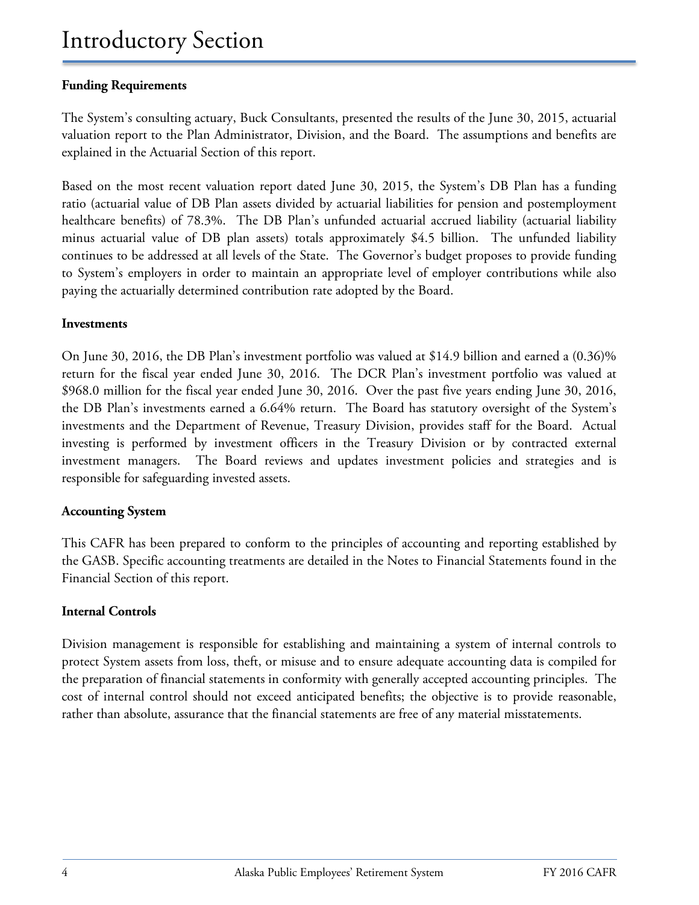## Funding Requirements

The System's consulting actuary, Buck Consultants, presented the results of the June 30, 2015, actuarial valuation report to the Plan Administrator, Division, and the Board. The assumptions and benefits are explained in the Actuarial Section of this report.

Based on the most recent valuation report dated June 30, 2015, the System's DB Plan has a funding ratio (actuarial value of DB Plan assets divided by actuarial liabilities for pension and postemployment healthcare benefits) of 78.3%. The DB Plan's unfunded actuarial accrued liability (actuarial liability minus actuarial value of DB plan assets) totals approximately $4.5 billion. The unfunded liability continues to be addressed at all levels of the State. The Governor's budget proposes to provide funding to System's employers in order to maintain an appropriate level of employer contributions while also paying the actuarially determined contribution rate adopted by the Board.

## Investments

On June 30, 2016, the DB Plan's investment portfolio was valued at $14.9 billion and earned a (0.36)% return for the fiscal year ended June 30, 2016. The DCR Plan's investment portfolio was valued at $968.0 million for the fiscal year ended June 30, 2016. Over the past five years ending June 30, 2016, the DB Plan's investments earned a 6.64% return. The Board has statutory oversight of the System's investments and the Department of Revenue, Treasury Division, provides staff for the Board. Actual investing is performed by investment officers in the Treasury Division or by contracted external investment managers. The Board reviews and updates investment policies and strategies and is responsible for safeguarding invested assets.

## Accounting System

This CAFR has been prepared to conform to the principles of accounting and reporting established by the GASB. Specific accounting treatments are detailed in the Notes to Financial Statements found in the Financial Section of this report.

## Internal Controls

Division management is responsible for establishing and maintaining a system of internal controls to protect System assets from loss, theft, or misuse and to ensure adequate accounting data is compiled for the preparation of financial statements in conformity with generally accepted accounting principles. The cost of internal control should not exceed anticipated benefits; the objective is to provide reasonable, rather than absolute, assurance that the financial statements are free of any material misstatements.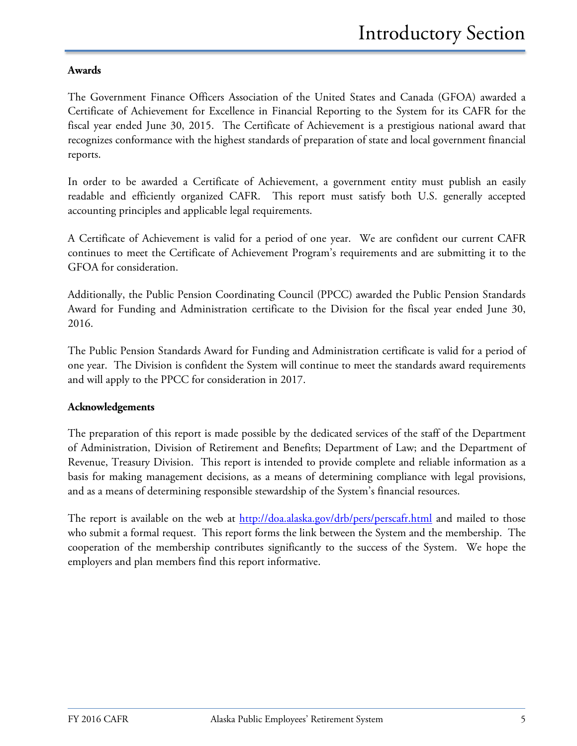**Awards**

The Government Finance Officers Association of the United States and Canada (GFOA) awarded a Certificate of Achievement for Excellence in Financial Reporting to the System for its CAFR for the fiscal year ended June 30, 2015. The Certificate of Achievement is a prestigious national award that recognizes conformance with the highest standards of preparation of state and local government financial reports.

In order to be awarded a Certificate of Achievement, a government entity must publish an easily readable and efficiently organized CAFR. This report must satisfy both U.S. generally accepted accounting principles and applicable legal requirements.

A Certificate of Achievement is valid for a period of one year. We are confident our current CAFR continues to meet the Certificate of Achievement Program's requirements and are submitting it to the GFOA for consideration.

Additionally, the Public Pension Coordinating Council (PPCC) awarded the Public Pension Standards Award for Funding and Administration certificate to the Division for the fiscal year ended June 30, 2016.

The Public Pension Standards Award for Funding and Administration certificate is valid for a period of one year. The Division is confident the System will continue to meet the standards award requirements and will apply to the PPCC for consideration in 2017.

**Acknowledgements**

The preparation of this report is made possible by the dedicated services of the staff of the Department of Administration, Division of Retirement and Benefits; Department of Law; and the Department of Revenue, Treasury Division. This report is intended to provide complete and reliable information as a basis for making management decisions, as a means of determining compliance with legal provisions, and as a means of determining responsible stewardship of the System's financial resources.

The report is available on the web at [http://doa.alaska.gov/drb/pers/perscafr.html](http://doa.alaska.gov/drb/pers/perscafr.html) and mailed to those who submit a formal request. This report forms the link between the System and the membership. The cooperation of the membership contributes significantly to the success of the System. We hope the employers and plan members find this report informative.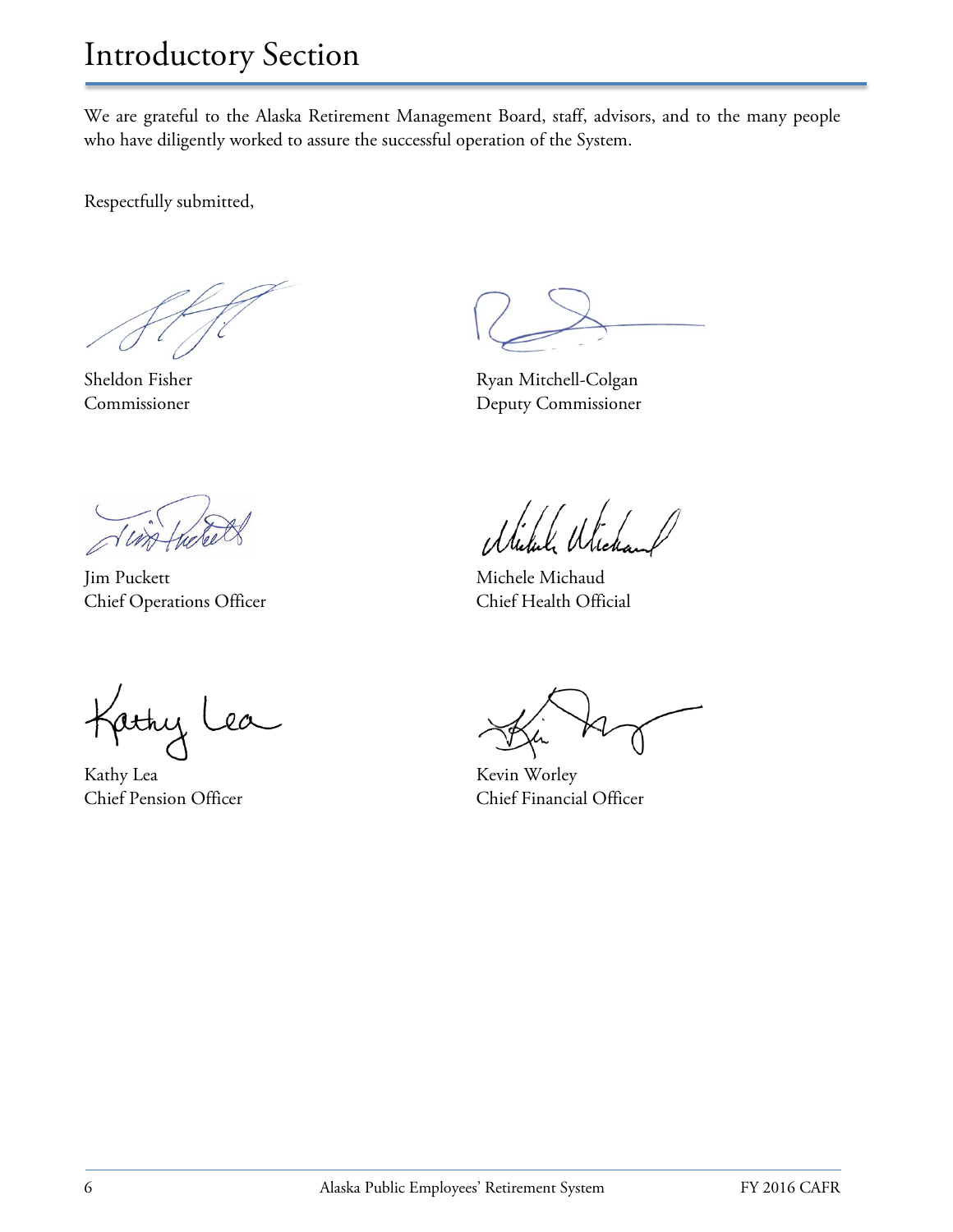# Introductory Section

We are grateful to the Alaska Retirement Management Board, staff, advisors, and to the many people who have diligently worked to assure the successful operation of the System.

Respectfully submitted,

Sheldon Fisher
Commissioner

Ryan Mitchell-Colgan
Deputy Commissioner

Jim Puckett
Chief Operations Officer

Michele Michaud
Chief Health Official

Kathy Lea
Chief Pension Officer

Kevin Worley
Chief Financial Officer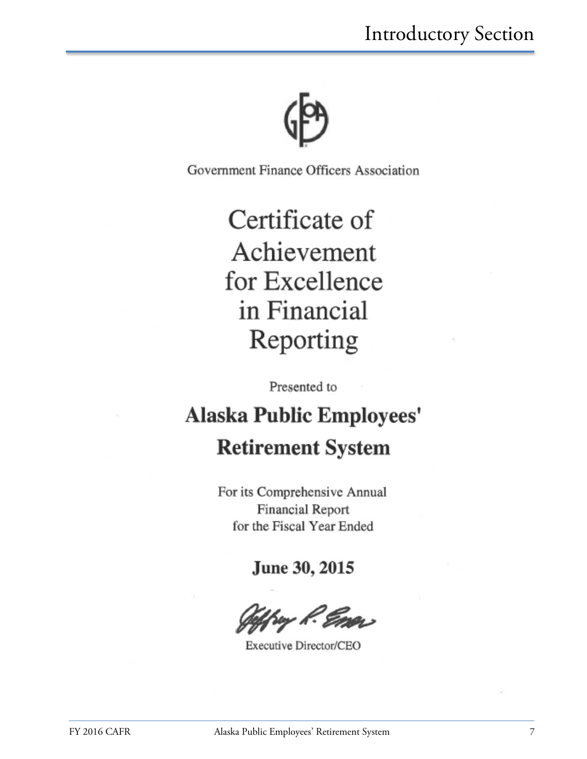Government Finance Officers Association

# Certificate of Achievement for Excellence in Financial Reporting

Presented to

## Alaska Public Employees' Retirement System

For its Comprehensive Annual Financial Report for the Fiscal Year Ended

**June 30, 2015**

Executive Director/CEO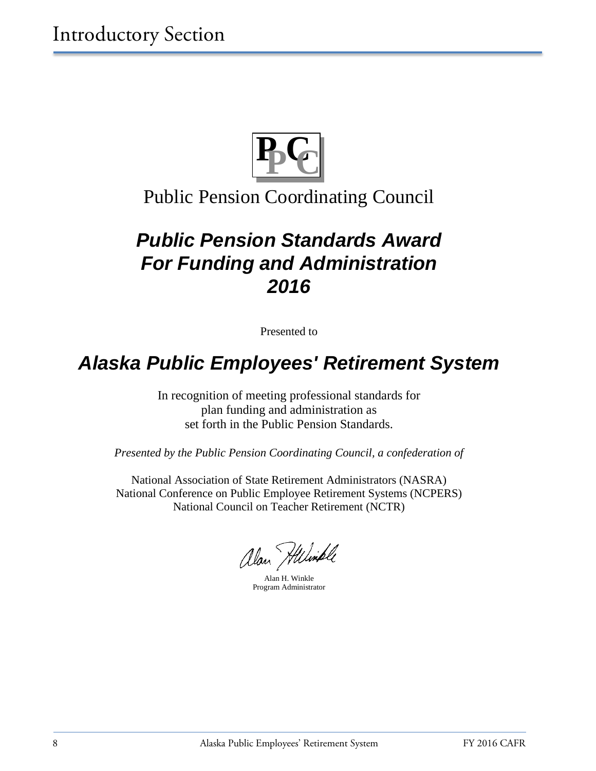PPCC

Public Pension Coordinating Council

## *Public Pension Standards Award For Funding and Administration 2016*

Presented to

## *Alaska Public Employees' Retirement System*

In recognition of meeting professional standards for
plan funding and administration as
set forth in the Public Pension Standards.

*Presented by the Public Pension Coordinating Council, a confederation of*

National Association of State Retirement Administrators (NASRA)
National Conference on Public Employee Retirement Systems (NCPERS)
National Council on Teacher Retirement (NCTR)

Alan H. Winkle
Program Administrator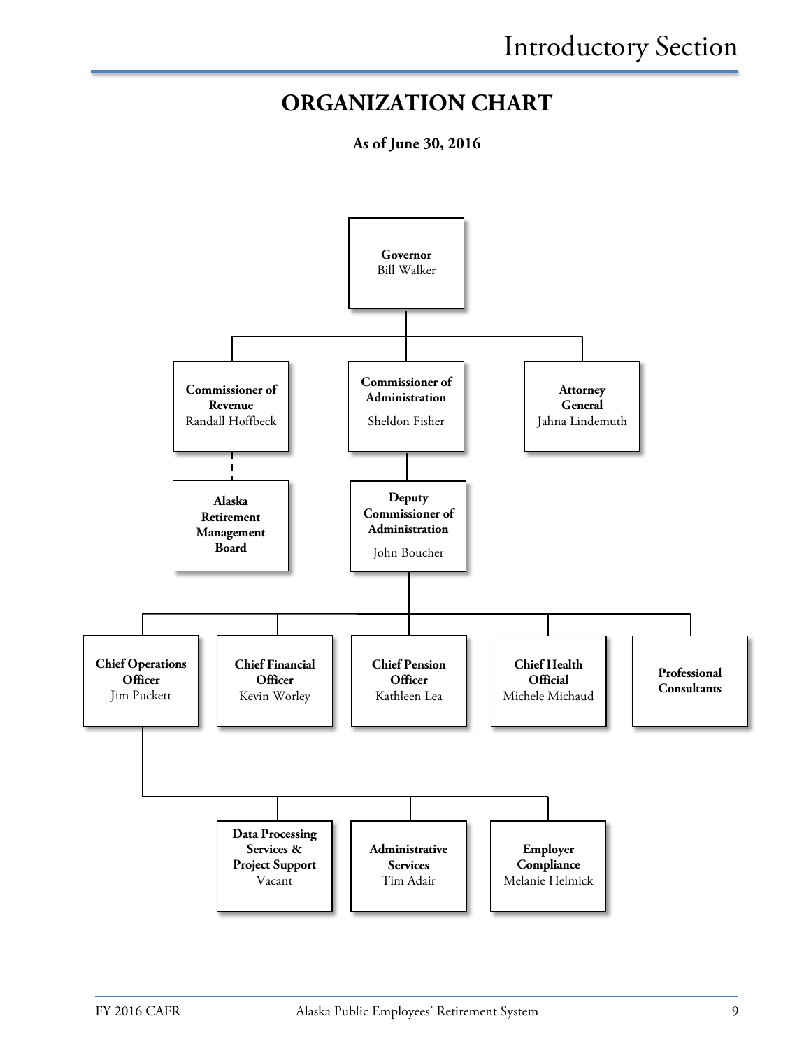## ORGANIZATION CHART

**As of June 30, 2016**

- **Governor** Bill Walker
  - **Commissioner of Revenue** Randall Hoffbeck
    - **Alaska Retirement Management Board** (dashed line)
  - **Commissioner of Administration** Sheldon Fisher
    - **Deputy Commissioner of Administration** John Boucher
      - **Chief Operations Officer** Jim Puckett
        - **Data Processing Services & Project Support** Vacant
        - **Administrative Services** Tim Adair
        - **Employer Compliance** Melanie Helmick
      - **Chief Financial Officer** Kevin Worley
      - **Chief Pension Officer** Kathleen Lea
      - **Chief Health Official** Michele Michaud
      - **Professional Consultants**
  - **Attorney General** Jahna Lindemuth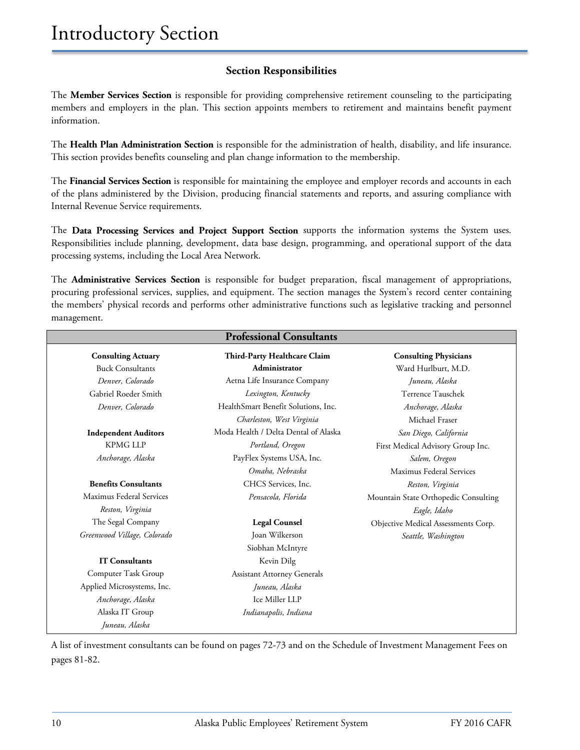# Introductory Section

## Section Responsibilities

The **Member Services Section** is responsible for providing comprehensive retirement counseling to the participating members and employers in the plan. This section appoints members to retirement and maintains benefit payment information.

The **Health Plan Administration Section** is responsible for the administration of health, disability, and life insurance. This section provides benefits counseling and plan change information to the membership.

The **Financial Services Section** is responsible for maintaining the employee and employer records and accounts in each of the plans administered by the Division, producing financial statements and reports, and assuring compliance with Internal Revenue Service requirements.

The **Data Processing Services and Project Support Section** supports the information systems the System uses. Responsibilities include planning, development, data base design, programming, and operational support of the data processing systems, including the Local Area Network.

The **Administrative Services Section** is responsible for budget preparation, fiscal management of appropriations, procuring professional services, supplies, and equipment. The section manages the System's record center containing the members' physical records and performs other administrative functions such as legislative tracking and personnel management.

## Professional Consultants

**Consulting Actuary**
Buck Consultants
*Denver, Colorado*
Gabriel Roeder Smith
*Denver, Colorado*

**Independent Auditors**
KPMG LLP
*Anchorage, Alaska*

**Benefits Consultants**
Maximus Federal Services
*Reston, Virginia*
The Segal Company
*Greenwood Village, Colorado*

**IT Consultants**
Computer Task Group
Applied Microsystems, Inc.
*Anchorage, Alaska*
Alaska IT Group
*Juneau, Alaska*

**Third-Party Healthcare Claim Administrator**
Aetna Life Insurance Company
*Lexington, Kentucky*
HealthSmart Benefit Solutions, Inc.
*Charleston, West Virginia*
Moda Health / Delta Dental of Alaska
*Portland, Oregon*
PayFlex Systems USA, Inc.
*Omaha, Nebraska*
CHCS Services, Inc.
*Pensacola, Florida*

**Legal Counsel**
Joan Wilkerson
Siobhan McIntyre
Kevin Dilg
Assistant Attorney Generals
*Juneau, Alaska*
Ice Miller LLP
*Indianapolis, Indiana*

**Consulting Physicians**
Ward Hurlburt, M.D.
*Juneau, Alaska*
Terrence Tauschek
*Anchorage, Alaska*
Michael Fraser
*San Diego, California*
First Medical Advisory Group Inc.
*Salem, Oregon*
Maximus Federal Services
*Reston, Virginia*
Mountain State Orthopedic Consulting
*Eagle, Idaho*
Objective Medical Assessments Corp.
*Seattle, Washington*

A list of investment consultants can be found on pages 72-73 and on the Schedule of Investment Management Fees on pages 81-82.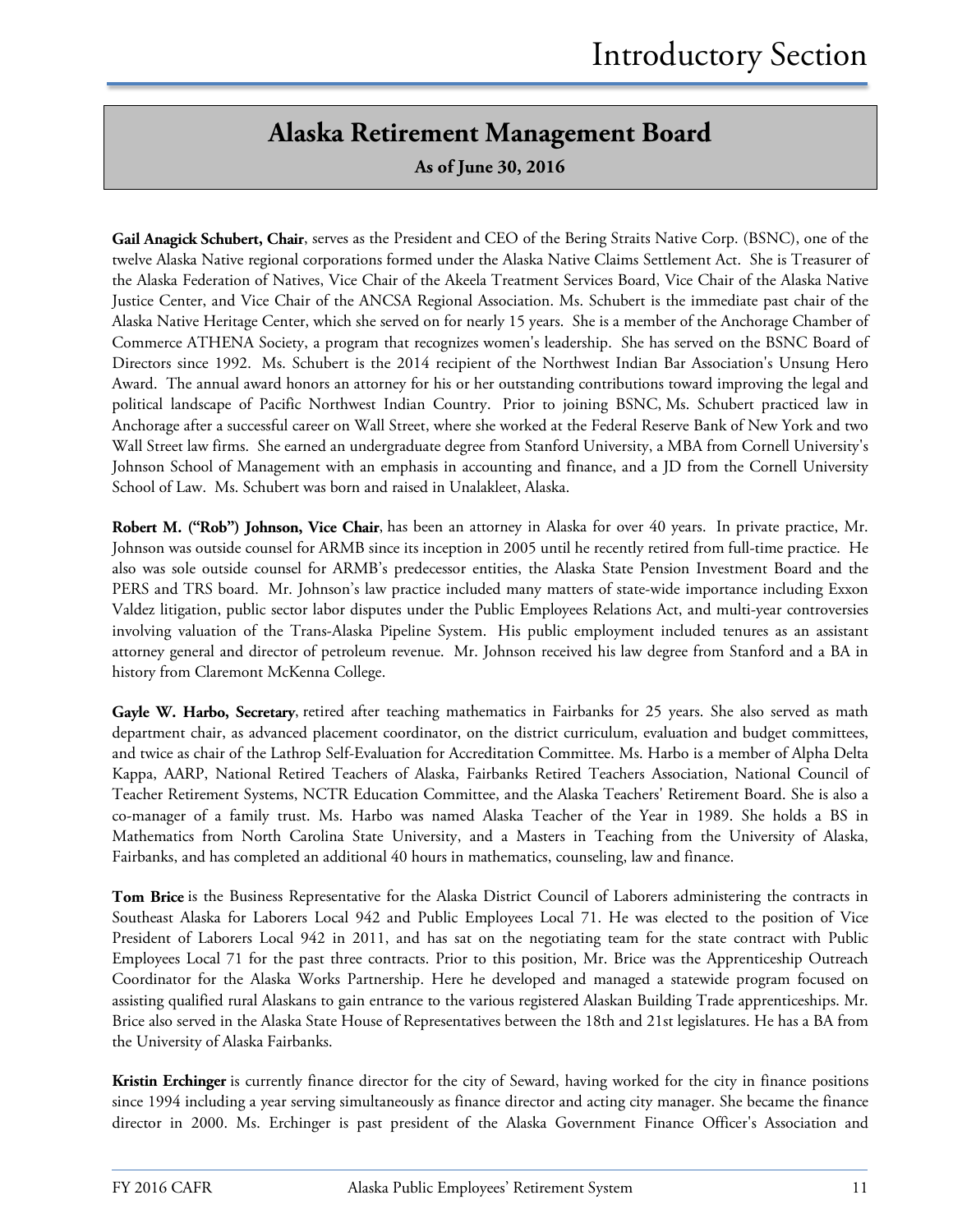# Alaska Retirement Management Board

**As of June 30, 2016**

**Gail Anagick Schubert, Chair**, serves as the President and CEO of the Bering Straits Native Corp. (BSNC), one of the twelve Alaska Native regional corporations formed under the Alaska Native Claims Settlement Act. She is Treasurer of the Alaska Federation of Natives, Vice Chair of the Akeela Treatment Services Board, Vice Chair of the Alaska Native Justice Center, and Vice Chair of the ANCSA Regional Association. Ms. Schubert is the immediate past chair of the Alaska Native Heritage Center, which she served on for nearly 15 years. She is a member of the Anchorage Chamber of Commerce ATHENA Society, a program that recognizes women's leadership. She has served on the BSNC Board of Directors since 1992. Ms. Schubert is the 2014 recipient of the Northwest Indian Bar Association's Unsung Hero Award. The annual award honors an attorney for his or her outstanding contributions toward improving the legal and political landscape of Pacific Northwest Indian Country. Prior to joining BSNC, Ms. Schubert practiced law in Anchorage after a successful career on Wall Street, where she worked at the Federal Reserve Bank of New York and two Wall Street law firms. She earned an undergraduate degree from Stanford University, a MBA from Cornell University's Johnson School of Management with an emphasis in accounting and finance, and a JD from the Cornell University School of Law. Ms. Schubert was born and raised in Unalakleet, Alaska.

**Robert M. ("Rob") Johnson, Vice Chair**, has been an attorney in Alaska for over 40 years. In private practice, Mr. Johnson was outside counsel for ARMB since its inception in 2005 until he recently retired from full-time practice. He also was sole outside counsel for ARMB's predecessor entities, the Alaska State Pension Investment Board and the PERS and TRS board. Mr. Johnson's law practice included many matters of state-wide importance including Exxon Valdez litigation, public sector labor disputes under the Public Employees Relations Act, and multi-year controversies involving valuation of the Trans-Alaska Pipeline System. His public employment included tenures as an assistant attorney general and director of petroleum revenue. Mr. Johnson received his law degree from Stanford and a BA in history from Claremont McKenna College.

**Gayle W. Harbo, Secretary**, retired after teaching mathematics in Fairbanks for 25 years. She also served as math department chair, as advanced placement coordinator, on the district curriculum, evaluation and budget committees, and twice as chair of the Lathrop Self-Evaluation for Accreditation Committee. Ms. Harbo is a member of Alpha Delta Kappa, AARP, National Retired Teachers of Alaska, Fairbanks Retired Teachers Association, National Council of Teacher Retirement Systems, NCTR Education Committee, and the Alaska Teachers' Retirement Board. She is also a co-manager of a family trust. Ms. Harbo was named Alaska Teacher of the Year in 1989. She holds a BS in Mathematics from North Carolina State University, and a Masters in Teaching from the University of Alaska, Fairbanks, and has completed an additional 40 hours in mathematics, counseling, law and finance.

**Tom Brice** is the Business Representative for the Alaska District Council of Laborers administering the contracts in Southeast Alaska for Laborers Local 942 and Public Employees Local 71. He was elected to the position of Vice President of Laborers Local 942 in 2011, and has sat on the negotiating team for the state contract with Public Employees Local 71 for the past three contracts. Prior to this position, Mr. Brice was the Apprenticeship Outreach Coordinator for the Alaska Works Partnership. Here he developed and managed a statewide program focused on assisting qualified rural Alaskans to gain entrance to the various registered Alaskan Building Trade apprenticeships. Mr. Brice also served in the Alaska State House of Representatives between the 18th and 21st legislatures. He has a BA from the University of Alaska Fairbanks.

**Kristin Erchinger** is currently finance director for the city of Seward, having worked for the city in finance positions since 1994 including a year serving simultaneously as finance director and acting city manager. She became the finance director in 2000. Ms. Erchinger is past president of the Alaska Government Finance Officer's Association and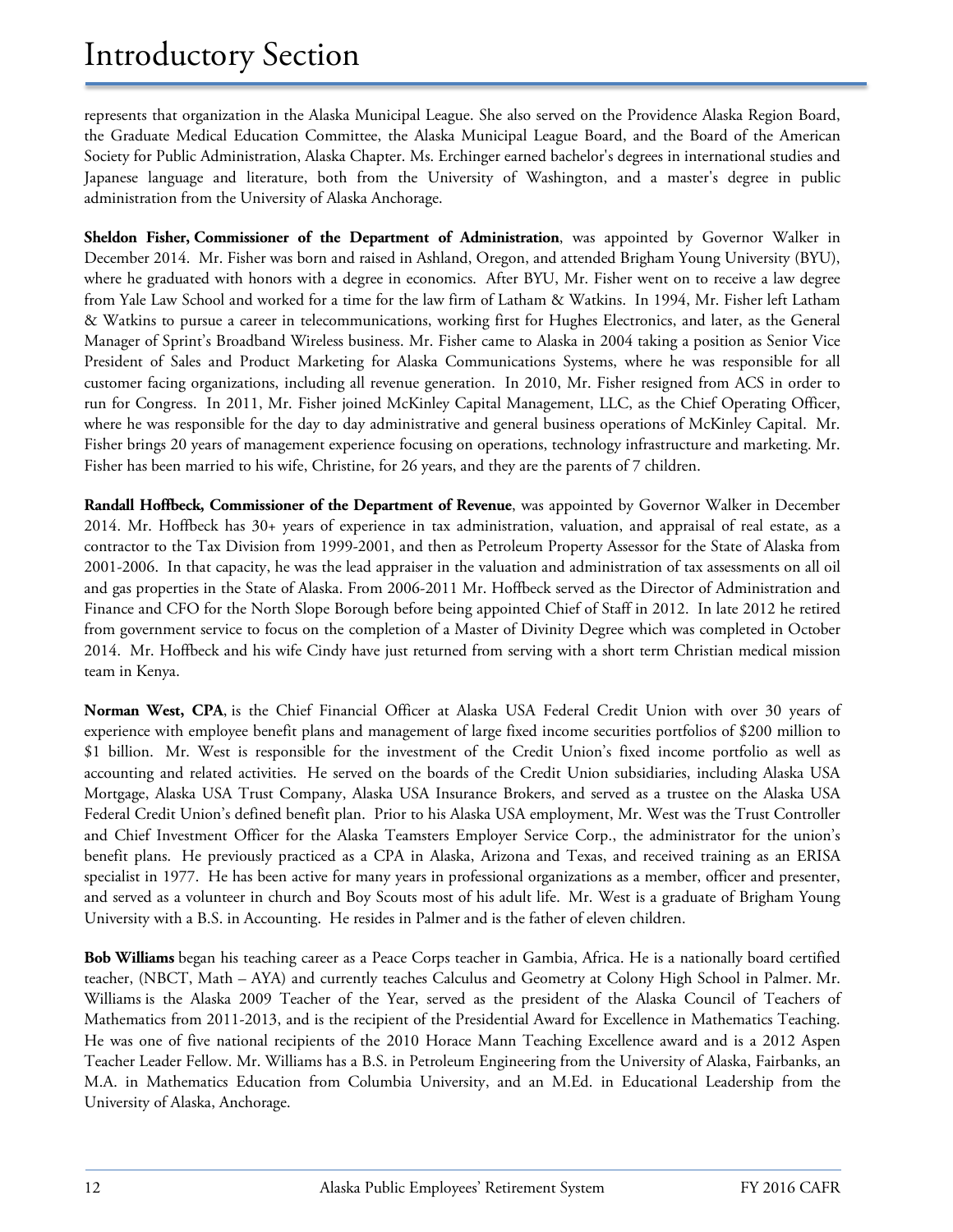represents that organization in the Alaska Municipal League. She also served on the Providence Alaska Region Board, the Graduate Medical Education Committee, the Alaska Municipal League Board, and the Board of the American Society for Public Administration, Alaska Chapter. Ms. Erchinger earned bachelor's degrees in international studies and Japanese language and literature, both from the University of Washington, and a master's degree in public administration from the University of Alaska Anchorage.

**Sheldon Fisher, Commissioner of the Department of Administration**, was appointed by Governor Walker in December 2014. Mr. Fisher was born and raised in Ashland, Oregon, and attended Brigham Young University (BYU), where he graduated with honors with a degree in economics. After BYU, Mr. Fisher went on to receive a law degree from Yale Law School and worked for a time for the law firm of Latham & Watkins. In 1994, Mr. Fisher left Latham & Watkins to pursue a career in telecommunications, working first for Hughes Electronics, and later, as the General Manager of Sprint's Broadband Wireless business. Mr. Fisher came to Alaska in 2004 taking a position as Senior Vice President of Sales and Product Marketing for Alaska Communications Systems, where he was responsible for all customer facing organizations, including all revenue generation. In 2010, Mr. Fisher resigned from ACS in order to run for Congress. In 2011, Mr. Fisher joined McKinley Capital Management, LLC, as the Chief Operating Officer, where he was responsible for the day to day administrative and general business operations of McKinley Capital. Mr. Fisher brings 20 years of management experience focusing on operations, technology infrastructure and marketing. Mr. Fisher has been married to his wife, Christine, for 26 years, and they are the parents of 7 children.

**Randall Hoffbeck, Commissioner of the Department of Revenue**, was appointed by Governor Walker in December 2014. Mr. Hoffbeck has 30+ years of experience in tax administration, valuation, and appraisal of real estate, as a contractor to the Tax Division from 1999-2001, and then as Petroleum Property Assessor for the State of Alaska from 2001-2006. In that capacity, he was the lead appraiser in the valuation and administration of tax assessments on all oil and gas properties in the State of Alaska. From 2006-2011 Mr. Hoffbeck served as the Director of Administration and Finance and CFO for the North Slope Borough before being appointed Chief of Staff in 2012. In late 2012 he retired from government service to focus on the completion of a Master of Divinity Degree which was completed in October 2014. Mr. Hoffbeck and his wife Cindy have just returned from serving with a short term Christian medical mission team in Kenya.

**Norman West, CPA**, is the Chief Financial Officer at Alaska USA Federal Credit Union with over 30 years of experience with employee benefit plans and management of large fixed income securities portfolios of $200 million to $1 billion. Mr. West is responsible for the investment of the Credit Union's fixed income portfolio as well as accounting and related activities. He served on the boards of the Credit Union subsidiaries, including Alaska USA Mortgage, Alaska USA Trust Company, Alaska USA Insurance Brokers, and served as a trustee on the Alaska USA Federal Credit Union's defined benefit plan. Prior to his Alaska USA employment, Mr. West was the Trust Controller and Chief Investment Officer for the Alaska Teamsters Employer Service Corp., the administrator for the union's benefit plans. He previously practiced as a CPA in Alaska, Arizona and Texas, and received training as an ERISA specialist in 1977. He has been active for many years in professional organizations as a member, officer and presenter, and served as a volunteer in church and Boy Scouts most of his adult life. Mr. West is a graduate of Brigham Young University with a B.S. in Accounting. He resides in Palmer and is the father of eleven children.

**Bob Williams** began his teaching career as a Peace Corps teacher in Gambia, Africa. He is a nationally board certified teacher, (NBCT, Math – AYA) and currently teaches Calculus and Geometry at Colony High School in Palmer. Mr. Williams is the Alaska 2009 Teacher of the Year, served as the president of the Alaska Council of Teachers of Mathematics from 2011-2013, and is the recipient of the Presidential Award for Excellence in Mathematics Teaching. He was one of five national recipients of the 2010 Horace Mann Teaching Excellence award and is a 2012 Aspen Teacher Leader Fellow. Mr. Williams has a B.S. in Petroleum Engineering from the University of Alaska, Fairbanks, an M.A. in Mathematics Education from Columbia University, and an M.Ed. in Educational Leadership from the University of Alaska, Anchorage.